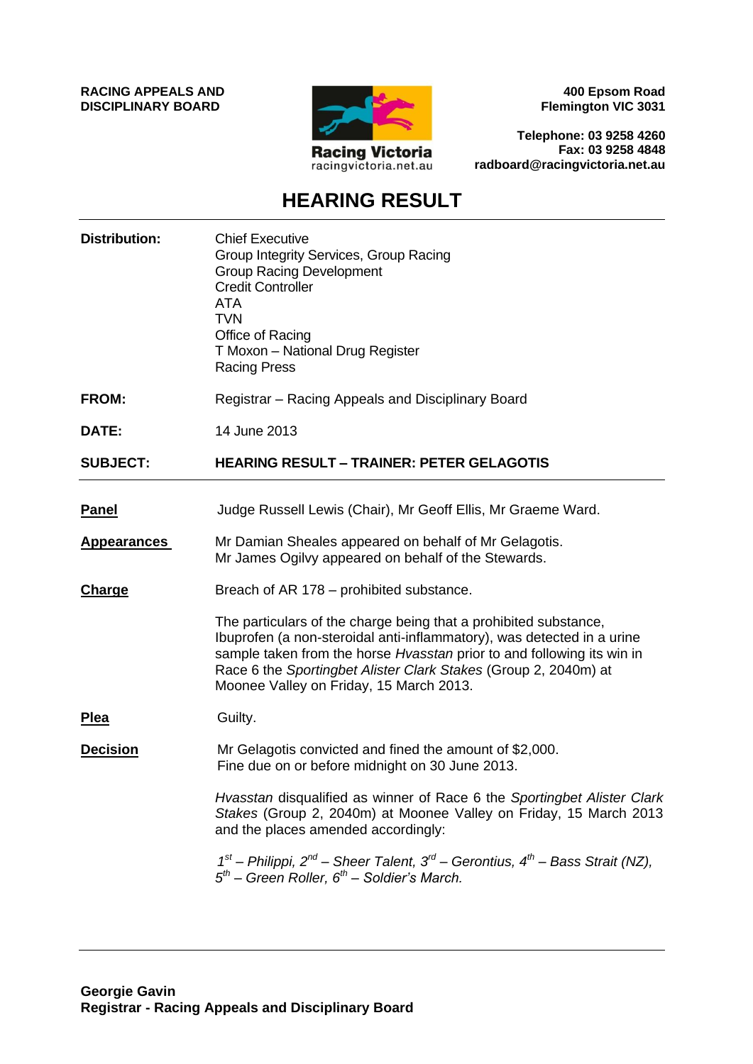**RACING APPEALS AND DISCIPLINARY BOARD**

**400 Epsom Road**
**Flemington VIC 3031**

**Telephone: 03 9258 4260**
**Fax: 03 9258 4848**
**radboard@racingvictoria.net.au**

Racing Victoria
racingvictoria.net.au

# HEARING RESULT

| | |
|---|---|
| **Distribution:** | Chief Executive<br>Group Integrity Services, Group Racing<br>Group Racing Development<br>Credit Controller<br>ATA<br>TVN<br>Office of Racing<br>T Moxon – National Drug Register<br>Racing Press |
| **FROM:** | Registrar – Racing Appeals and Disciplinary Board |
| **DATE:** | 14 June 2013 |
| **SUBJECT:** | **HEARING RESULT – TRAINER: PETER GELAGOTIS** |

**Panel**

Judge Russell Lewis (Chair), Mr Geoff Ellis, Mr Graeme Ward.

**Appearances**

Mr Damian Sheales appeared on behalf of Mr Gelagotis.
Mr James Ogilvy appeared on behalf of the Stewards.

**Charge**

Breach of AR 178 – prohibited substance.

The particulars of the charge being that a prohibited substance, Ibuprofen (a non-steroidal anti-inflammatory), was detected in a urine sample taken from the horse *Hvasstan* prior to and following its win in Race 6 the *Sportingbet Alister Clark Stakes* (Group 2, 2040m) at Moonee Valley on Friday, 15 March 2013.

**Plea**

Guilty.

**Decision**

Mr Gelagotis convicted and fined the amount of $2,000.
Fine due on or before midnight on 30 June 2013.

*Hvasstan* disqualified as winner of Race 6 the *Sportingbet Alister Clark Stakes* (Group 2, 2040m) at Moonee Valley on Friday, 15 March 2013 and the places amended accordingly:

*1st – Philippi, 2nd – Sheer Talent, 3rd – Gerontius, 4th – Bass Strait (NZ), 5th – Green Roller, 6th – Soldier's March.*

**Georgie Gavin**
**Registrar - Racing Appeals and Disciplinary Board**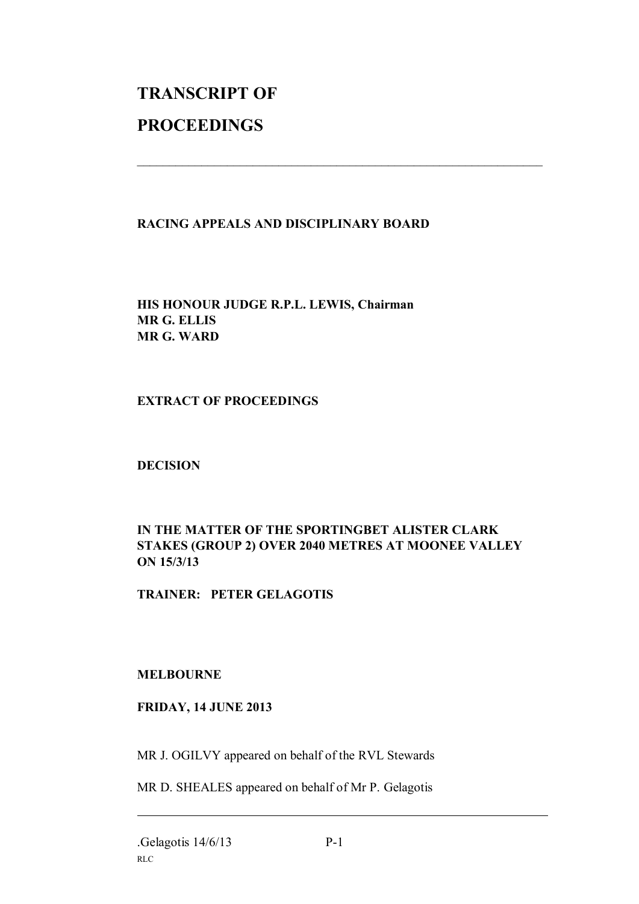# TRANSCRIPT OF

# PROCEEDINGS

---

**RACING APPEALS AND DISCIPLINARY BOARD**

**HIS HONOUR JUDGE R.P.L. LEWIS, Chairman**
**MR G. ELLIS**
**MR G. WARD**

**EXTRACT OF PROCEEDINGS**

**DECISION**

**IN THE MATTER OF THE SPORTINGBET ALISTER CLARK STAKES (GROUP 2) OVER 2040 METRES AT MOONEE VALLEY ON 15/3/13**

**TRAINER: PETER GELAGOTIS**

**MELBOURNE**

**FRIDAY, 14 JUNE 2013**

MR J. OGILVY appeared on behalf of the RVL Stewards

MR D. SHEALES appeared on behalf of Mr P. Gelagotis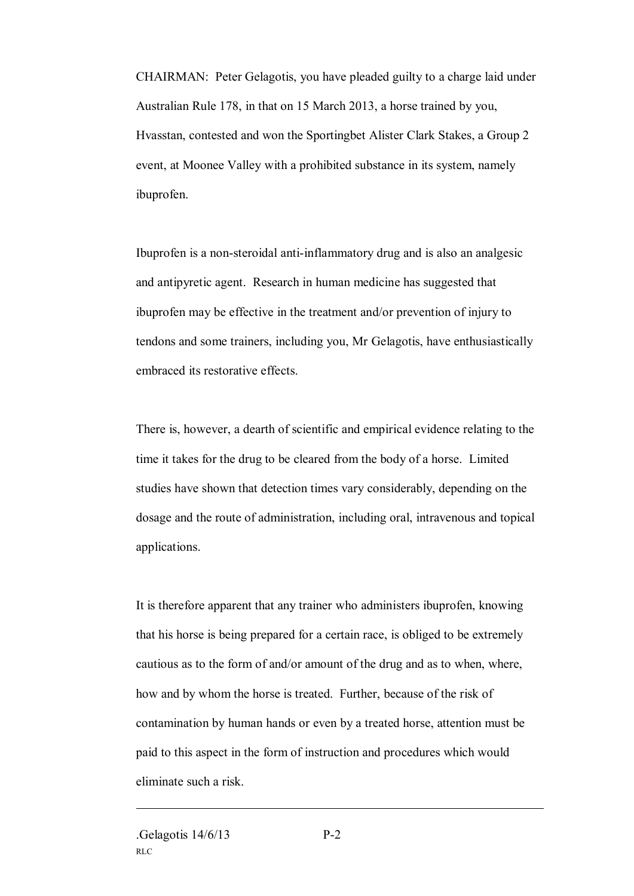CHAIRMAN: Peter Gelagotis, you have pleaded guilty to a charge laid under Australian Rule 178, in that on 15 March 2013, a horse trained by you, Hvasstan, contested and won the Sportingbet Alister Clark Stakes, a Group 2 event, at Moonee Valley with a prohibited substance in its system, namely ibuprofen.

Ibuprofen is a non-steroidal anti-inflammatory drug and is also an analgesic and antipyretic agent. Research in human medicine has suggested that ibuprofen may be effective in the treatment and/or prevention of injury to tendons and some trainers, including you, Mr Gelagotis, have enthusiastically embraced its restorative effects.

There is, however, a dearth of scientific and empirical evidence relating to the time it takes for the drug to be cleared from the body of a horse. Limited studies have shown that detection times vary considerably, depending on the dosage and the route of administration, including oral, intravenous and topical applications.

It is therefore apparent that any trainer who administers ibuprofen, knowing that his horse is being prepared for a certain race, is obliged to be extremely cautious as to the form of and/or amount of the drug and as to when, where, how and by whom the horse is treated. Further, because of the risk of contamination by human hands or even by a treated horse, attention must be paid to this aspect in the form of instruction and procedures which would eliminate such a risk.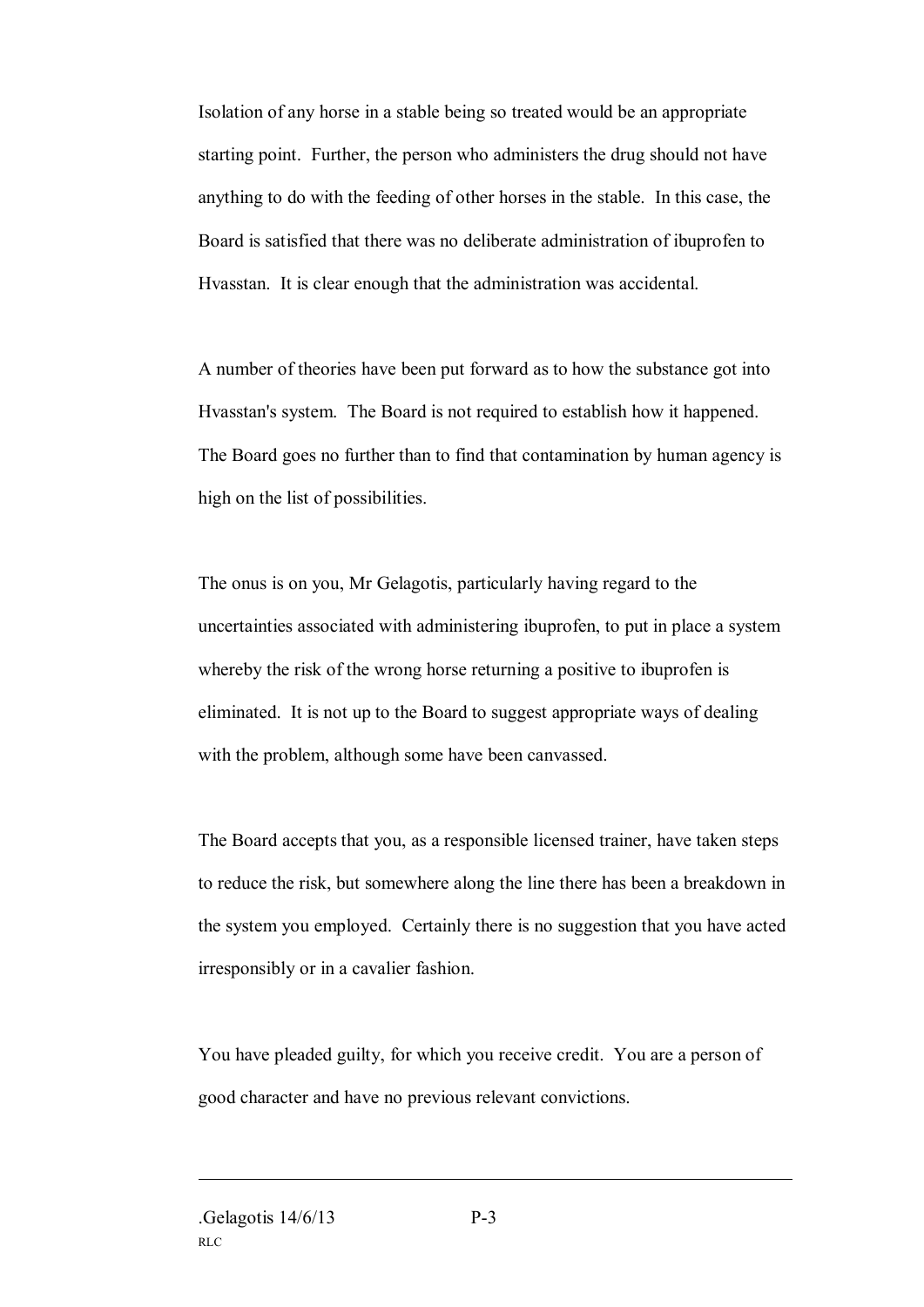Isolation of any horse in a stable being so treated would be an appropriate starting point. Further, the person who administers the drug should not have anything to do with the feeding of other horses in the stable. In this case, the Board is satisfied that there was no deliberate administration of ibuprofen to Hvasstan. It is clear enough that the administration was accidental.

A number of theories have been put forward as to how the substance got into Hvasstan's system. The Board is not required to establish how it happened. The Board goes no further than to find that contamination by human agency is high on the list of possibilities.

The onus is on you, Mr Gelagotis, particularly having regard to the uncertainties associated with administering ibuprofen, to put in place a system whereby the risk of the wrong horse returning a positive to ibuprofen is eliminated. It is not up to the Board to suggest appropriate ways of dealing with the problem, although some have been canvassed.

The Board accepts that you, as a responsible licensed trainer, have taken steps to reduce the risk, but somewhere along the line there has been a breakdown in the system you employed. Certainly there is no suggestion that you have acted irresponsibly or in a cavalier fashion.

You have pleaded guilty, for which you receive credit. You are a person of good character and have no previous relevant convictions.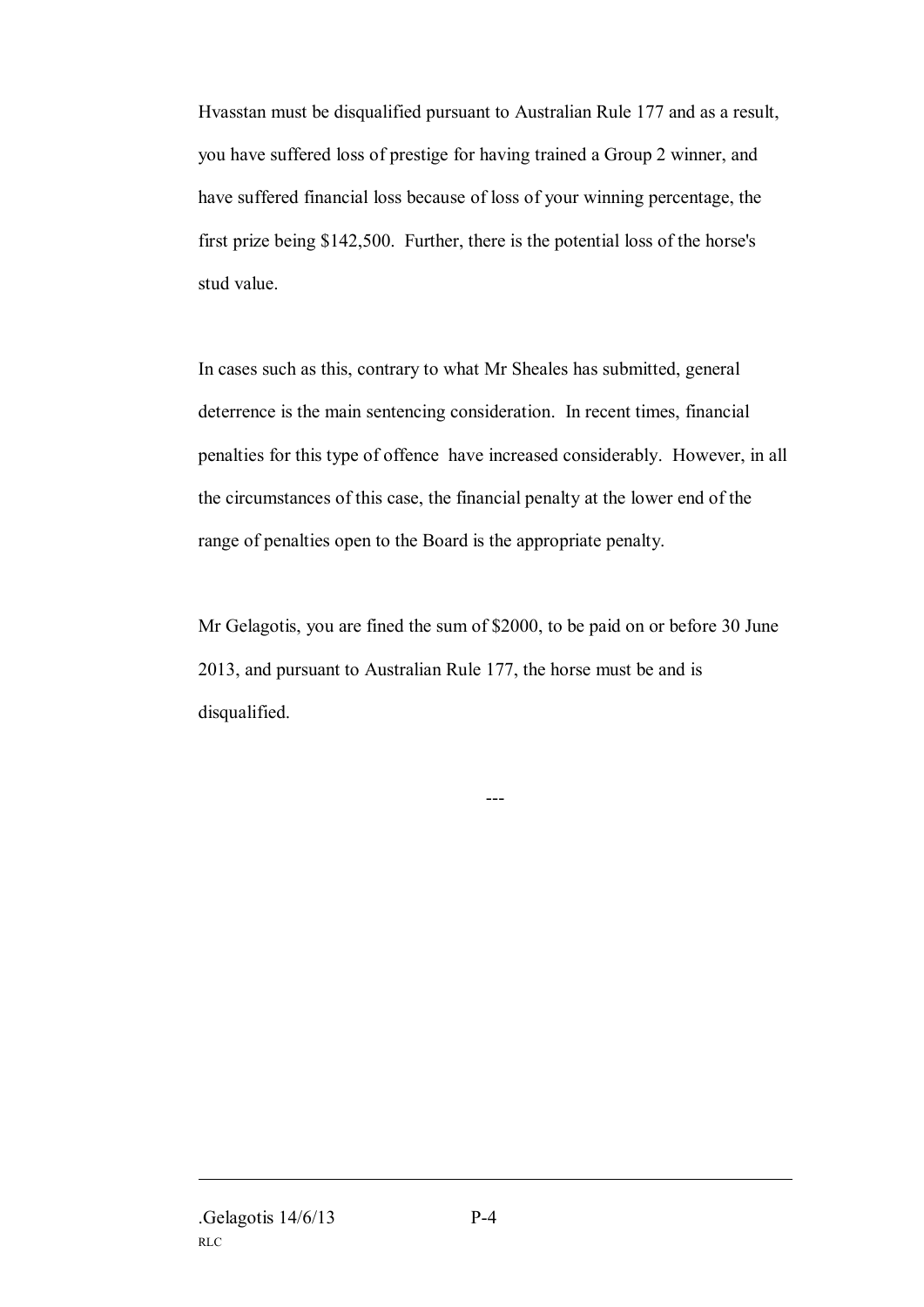Hvasstan must be disqualified pursuant to Australian Rule 177 and as a result, you have suffered loss of prestige for having trained a Group 2 winner, and have suffered financial loss because of loss of your winning percentage, the first prize being $142,500. Further, there is the potential loss of the horse's stud value.

In cases such as this, contrary to what Mr Sheales has submitted, general deterrence is the main sentencing consideration. In recent times, financial penalties for this type of offence have increased considerably. However, in all the circumstances of this case, the financial penalty at the lower end of the range of penalties open to the Board is the appropriate penalty.

Mr Gelagotis, you are fined the sum of $2000, to be paid on or before 30 June 2013, and pursuant to Australian Rule 177, the horse must be and is disqualified.

---